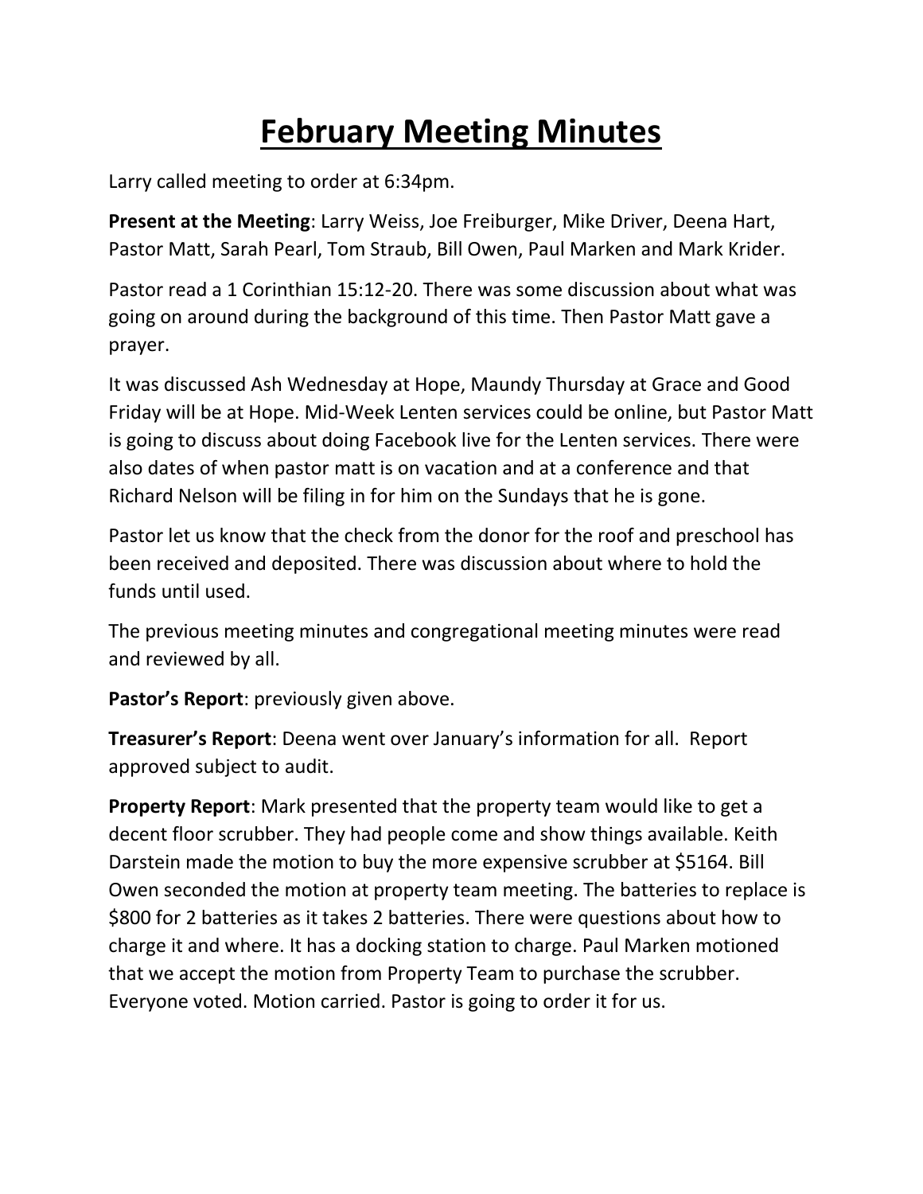# February Meeting Minutes

Larry called meeting to order at 6:34pm.

**Present at the Meeting**: Larry Weiss, Joe Freiburger, Mike Driver, Deena Hart, Pastor Matt, Sarah Pearl, Tom Straub, Bill Owen, Paul Marken and Mark Krider.

Pastor read a 1 Corinthian 15:12-20. There was some discussion about what was going on around during the background of this time. Then Pastor Matt gave a prayer.

It was discussed Ash Wednesday at Hope, Maundy Thursday at Grace and Good Friday will be at Hope. Mid-Week Lenten services could be online, but Pastor Matt is going to discuss about doing Facebook live for the Lenten services. There were also dates of when pastor matt is on vacation and at a conference and that Richard Nelson will be filing in for him on the Sundays that he is gone.

Pastor let us know that the check from the donor for the roof and preschool has been received and deposited. There was discussion about where to hold the funds until used.

The previous meeting minutes and congregational meeting minutes were read and reviewed by all.

**Pastor's Report**: previously given above.

**Treasurer's Report**: Deena went over January's information for all. Report approved subject to audit.

**Property Report**: Mark presented that the property team would like to get a decent floor scrubber. They had people come and show things available. Keith Darstein made the motion to buy the more expensive scrubber at $5164. Bill Owen seconded the motion at property team meeting. The batteries to replace is $800 for 2 batteries as it takes 2 batteries. There were questions about how to charge it and where. It has a docking station to charge. Paul Marken motioned that we accept the motion from Property Team to purchase the scrubber. Everyone voted. Motion carried. Pastor is going to order it for us.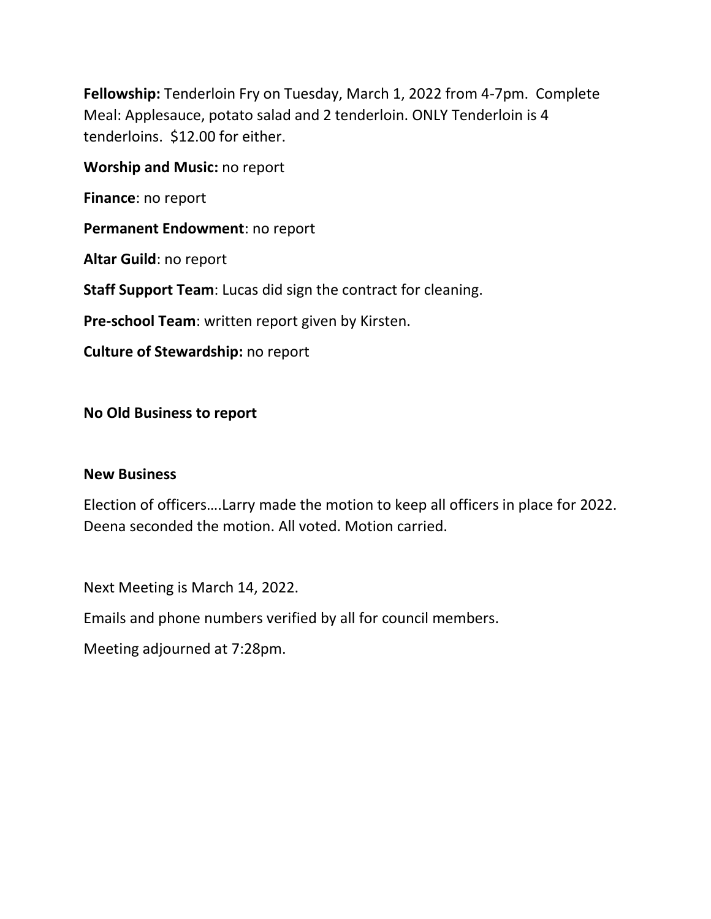**Fellowship:** Tenderloin Fry on Tuesday, March 1, 2022 from 4-7pm. Complete Meal: Applesauce, potato salad and 2 tenderloin. ONLY Tenderloin is 4 tenderloins. $12.00 for either.

**Worship and Music:** no report

**Finance**: no report

**Permanent Endowment**: no report

**Altar Guild**: no report

**Staff Support Team**: Lucas did sign the contract for cleaning.

**Pre-school Team**: written report given by Kirsten.

**Culture of Stewardship:** no report

**No Old Business to report**

**New Business**

Election of officers….Larry made the motion to keep all officers in place for 2022. Deena seconded the motion. All voted. Motion carried.

Next Meeting is March 14, 2022.

Emails and phone numbers verified by all for council members.

Meeting adjourned at 7:28pm.